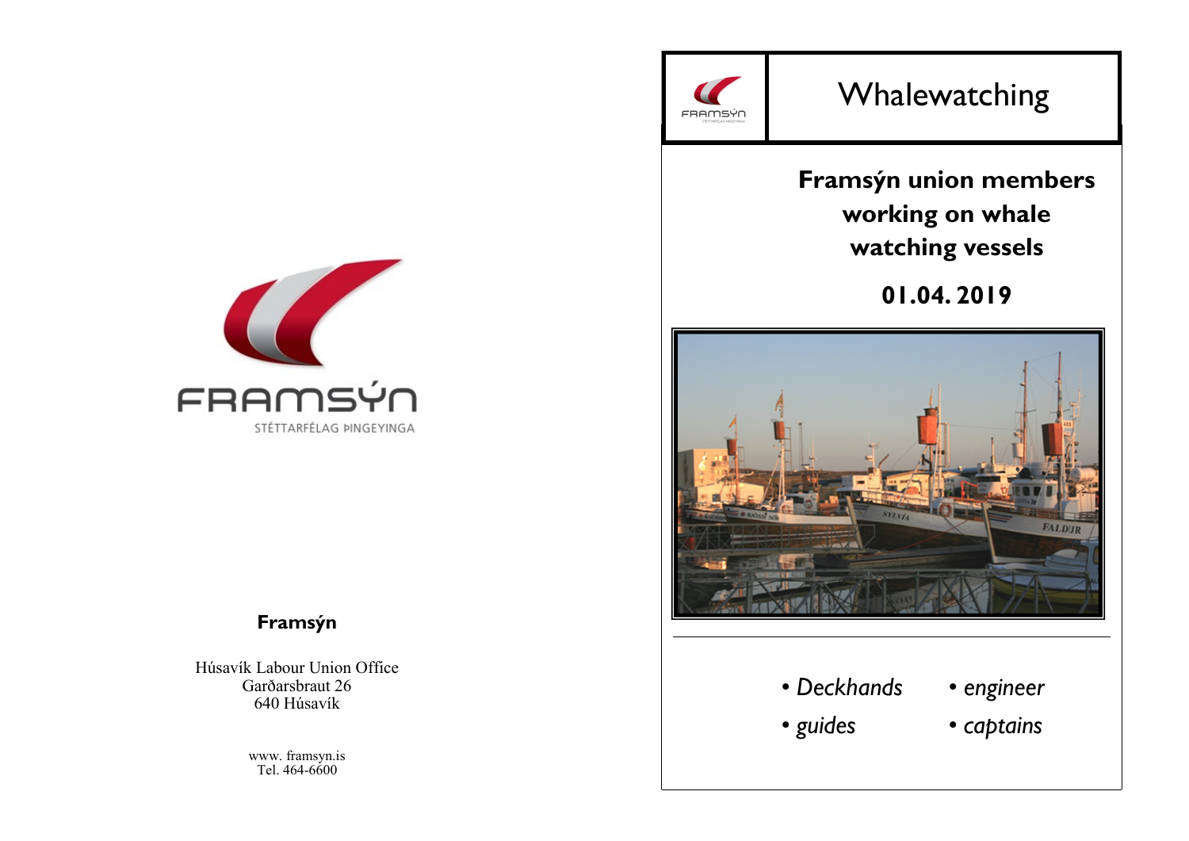FRAMSÝN

STÉTTARFÉLAG ÞINGEYINGA

**Framsýn**

Húsavík Labour Union Office
Garðarsbraut 26
640 Húsavík

www. framsyn.is
Tel. 464-6600

# Whalewatching

## Framsýn union members working on whale watching vessels

## 01.04. 2019

- *Deckhands*
- *engineer*
- *guides*
- *captains*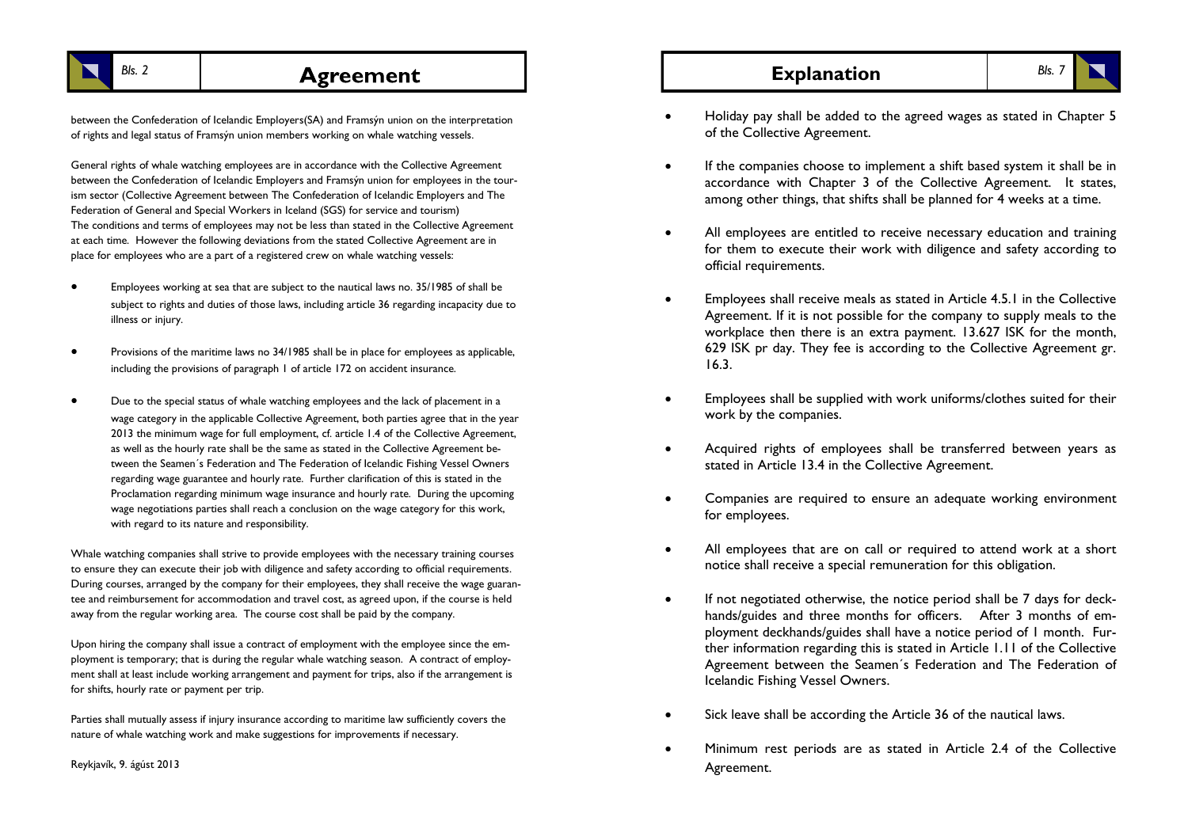# Agreement

between the Confederation of Icelandic Employers(SA) and Framsýn union on the interpretation of rights and legal status of Framsýn union members working on whale watching vessels.

General rights of whale watching employees are in accordance with the Collective Agreement between the Confederation of Icelandic Employers and Framsýn union for employees in the tourism sector (Collective Agreement between The Confederation of Icelandic Employers and The Federation of General and Special Workers in Iceland (SGS) for service and tourism) The conditions and terms of employees may not be less than stated in the Collective Agreement at each time. However the following deviations from the stated Collective Agreement are in place for employees who are a part of a registered crew on whale watching vessels:

- Employees working at sea that are subject to the nautical laws no. 35/1985 of shall be subject to rights and duties of those laws, including article 36 regarding incapacity due to illness or injury.
- Provisions of the maritime laws no 34/1985 shall be in place for employees as applicable, including the provisions of paragraph 1 of article 172 on accident insurance.
- Due to the special status of whale watching employees and the lack of placement in a wage category in the applicable Collective Agreement, both parties agree that in the year 2013 the minimum wage for full employment, cf. article 1.4 of the Collective Agreement, as well as the hourly rate shall be the same as stated in the Collective Agreement between the Seamen´s Federation and The Federation of Icelandic Fishing Vessel Owners regarding wage guarantee and hourly rate. Further clarification of this is stated in the Proclamation regarding minimum wage insurance and hourly rate. During the upcoming wage negotiations parties shall reach a conclusion on the wage category for this work, with regard to its nature and responsibility.

Whale watching companies shall strive to provide employees with the necessary training courses to ensure they can execute their job with diligence and safety according to official requirements. During courses, arranged by the company for their employees, they shall receive the wage guarantee and reimbursement for accommodation and travel cost, as agreed upon, if the course is held away from the regular working area. The course cost shall be paid by the company.

Upon hiring the company shall issue a contract of employment with the employee since the employment is temporary; that is during the regular whale watching season. A contract of employment shall at least include working arrangement and payment for trips, also if the arrangement is for shifts, hourly rate or payment per trip.

Parties shall mutually assess if injury insurance according to maritime law sufficiently covers the nature of whale watching work and make suggestions for improvements if necessary.

Reykjavík, 9. ágúst 2013

# Explanation

- Holiday pay shall be added to the agreed wages as stated in Chapter 5 of the Collective Agreement.
- If the companies choose to implement a shift based system it shall be in accordance with Chapter 3 of the Collective Agreement. It states, among other things, that shifts shall be planned for 4 weeks at a time.
- All employees are entitled to receive necessary education and training for them to execute their work with diligence and safety according to official requirements.
- Employees shall receive meals as stated in Article 4.5.1 in the Collective Agreement. If it is not possible for the company to supply meals to the workplace then there is an extra payment. 13.627 ISK for the month, 629 ISK pr day. They fee is according to the Collective Agreement gr. 16.3.
- Employees shall be supplied with work uniforms/clothes suited for their work by the companies.
- Acquired rights of employees shall be transferred between years as stated in Article 13.4 in the Collective Agreement.
- Companies are required to ensure an adequate working environment for employees.
- All employees that are on call or required to attend work at a short notice shall receive a special remuneration for this obligation.
- If not negotiated otherwise, the notice period shall be 7 days for deckhands/guides and three months for officers. After 3 months of employment deckhands/guides shall have a notice period of 1 month. Further information regarding this is stated in Article 1.11 of the Collective Agreement between the Seamen´s Federation and The Federation of Icelandic Fishing Vessel Owners.
- Sick leave shall be according the Article 36 of the nautical laws.
- Minimum rest periods are as stated in Article 2.4 of the Collective Agreement.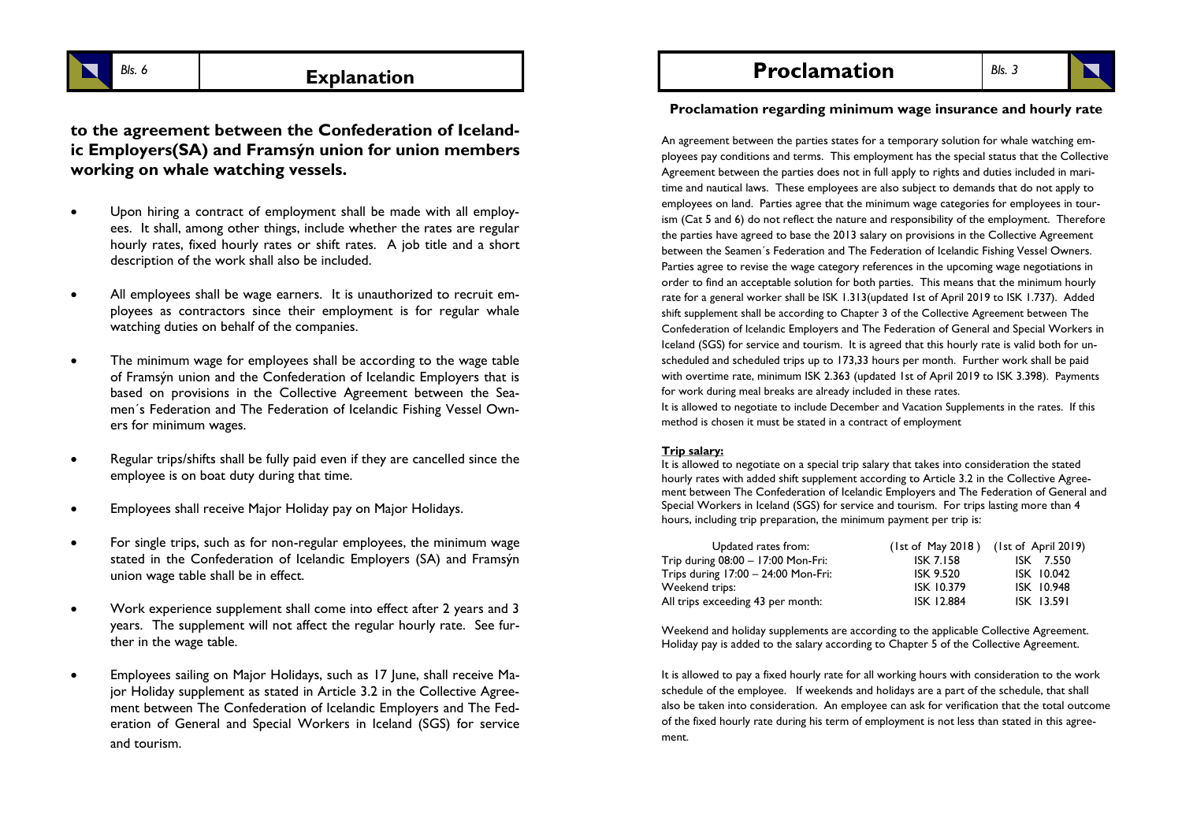## Explanation

**to the agreement between the Confederation of Icelandic Employers(SA) and Framsýn union for union members working on whale watching vessels.**

- Upon hiring a contract of employment shall be made with all employees. It shall, among other things, include whether the rates are regular hourly rates, fixed hourly rates or shift rates. A job title and a short description of the work shall also be included.
- All employees shall be wage earners. It is unauthorized to recruit employees as contractors since their employment is for regular whale watching duties on behalf of the companies.
- The minimum wage for employees shall be according to the wage table of Framsýn union and the Confederation of Icelandic Employers that is based on provisions in the Collective Agreement between the Seamen´s Federation and The Federation of Icelandic Fishing Vessel Owners for minimum wages.
- Regular trips/shifts shall be fully paid even if they are cancelled since the employee is on boat duty during that time.
- Employees shall receive Major Holiday pay on Major Holidays.
- For single trips, such as for non-regular employees, the minimum wage stated in the Confederation of Icelandic Employers (SA) and Framsýn union wage table shall be in effect.
- Work experience supplement shall come into effect after 2 years and 3 years. The supplement will not affect the regular hourly rate. See further in the wage table.
- Employees sailing on Major Holidays, such as 17 June, shall receive Major Holiday supplement as stated in Article 3.2 in the Collective Agreement between The Confederation of Icelandic Employers and The Federation of General and Special Workers in Iceland (SGS) for service and tourism.

## Proclamation

**Proclamation regarding minimum wage insurance and hourly rate**

An agreement between the parties states for a temporary solution for whale watching employees pay conditions and terms. This employment has the special status that the Collective Agreement between the parties does not in full apply to rights and duties included in maritime and nautical laws. These employees are also subject to demands that do not apply to employees on land. Parties agree that the minimum wage categories for employees in tourism (Cat 5 and 6) do not reflect the nature and responsibility of the employment. Therefore the parties have agreed to base the 2013 salary on provisions in the Collective Agreement between the Seamen´s Federation and The Federation of Icelandic Fishing Vessel Owners. Parties agree to revise the wage category references in the upcoming wage negotiations in order to find an acceptable solution for both parties. This means that the minimum hourly rate for a general worker shall be ISK 1.313(updated 1st of April 2019 to ISK 1.737). Added shift supplement shall be according to Chapter 3 of the Collective Agreement between The Confederation of Icelandic Employers and The Federation of General and Special Workers in Iceland (SGS) for service and tourism. It is agreed that this hourly rate is valid both for unscheduled and scheduled trips up to 173,33 hours per month. Further work shall be paid with overtime rate, minimum ISK 2.363 (updated 1st of April 2019 to ISK 3.398). Payments for work during meal breaks are already included in these rates.

It is allowed to negotiate to include December and Vacation Supplements in the rates. If this method is chosen it must be stated in a contract of employment

**Trip salary:**

It is allowed to negotiate on a special trip salary that takes into consideration the stated hourly rates with added shift supplement according to Article 3.2 in the Collective Agreement between The Confederation of Icelandic Employers and The Federation of General and Special Workers in Iceland (SGS) for service and tourism. For trips lasting more than 4 hours, including trip preparation, the minimum payment per trip is:

| Updated rates from: | (1st of May 2018 ) | (1st of April 2019) |
|---|---|---|
| Trip during 08:00 – 17:00 Mon-Fri: | ISK 7.158 | ISK 7.550 |
| Trips during 17:00 – 24:00 Mon-Fri: | ISK 9.520 | ISK 10.042 |
| Weekend trips: | ISK 10.379 | ISK 10.948 |
| All trips exceeding 43 per month: | ISK 12.884 | ISK 13.591 |

Weekend and holiday supplements are according to the applicable Collective Agreement. Holiday pay is added to the salary according to Chapter 5 of the Collective Agreement.

It is allowed to pay a fixed hourly rate for all working hours with consideration to the work schedule of the employee. If weekends and holidays are a part of the schedule, that shall also be taken into consideration. An employee can ask for verification that the total outcome of the fixed hourly rate during his term of employment is not less than stated in this agreement.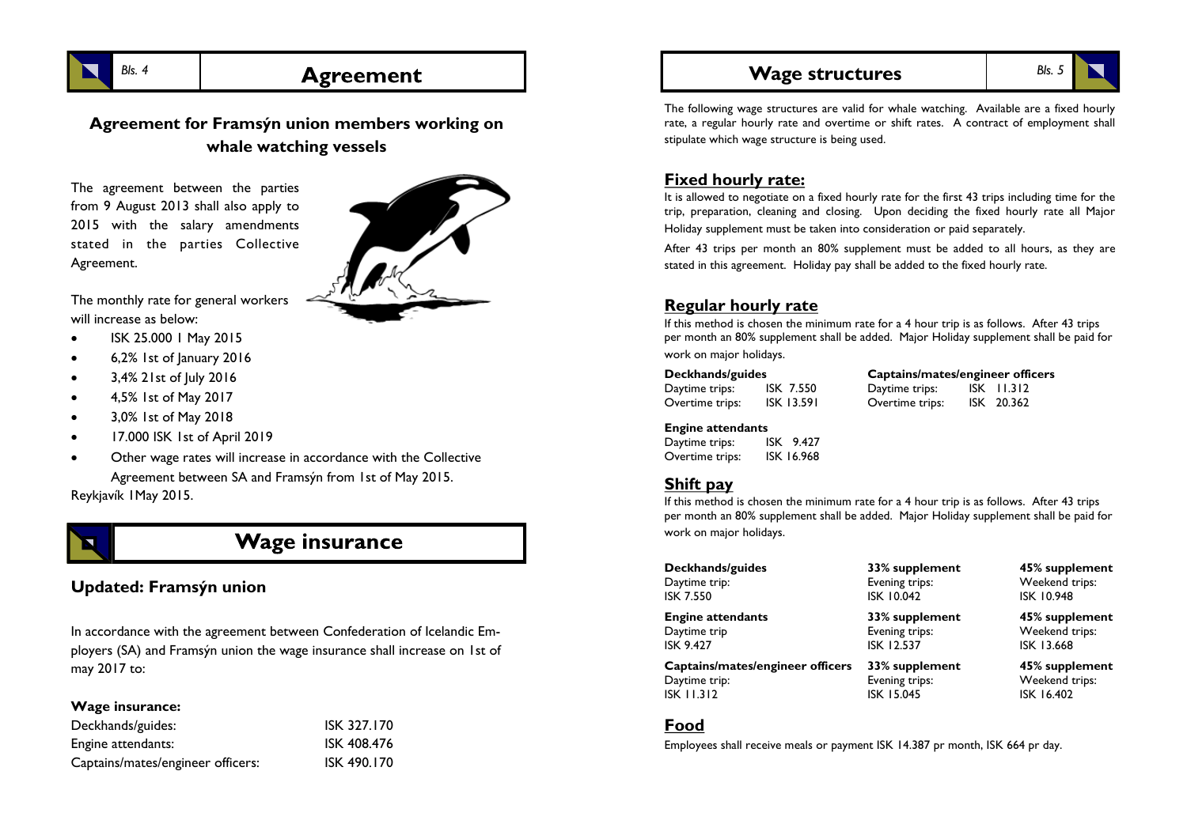# Agreement

## Agreement for Framsýn union members working on whale watching vessels

The agreement between the parties from 9 August 2013 shall also apply to 2015 with the salary amendments stated in the parties Collective Agreement.

The monthly rate for general workers will increase as below:

- ISK 25.000 1 May 2015
- 6,2% 1st of January 2016
- 3,4% 21st of July 2016
- 4,5% 1st of May 2017
- 3,0% 1st of May 2018
- 17.000 ISK 1st of April 2019
- Other wage rates will increase in accordance with the Collective Agreement between SA and Framsýn from 1st of May 2015.

Reykjavík 1May 2015.

# Wage insurance

## Updated: Framsýn union

In accordance with the agreement between Confederation of Icelandic Employers (SA) and Framsýn union the wage insurance shall increase on 1st of may 2017 to:

**Wage insurance:**

| | |
|---|---|
| Deckhands/guides: | ISK 327.170 |
| Engine attendants: | ISK 408.476 |
| Captains/mates/engineer officers: | ISK 490.170 |

# Wage structures

The following wage structures are valid for whale watching. Available are a fixed hourly rate, a regular hourly rate and overtime or shift rates. A contract of employment shall stipulate which wage structure is being used.

## Fixed hourly rate:

It is allowed to negotiate on a fixed hourly rate for the first 43 trips including time for the trip, preparation, cleaning and closing. Upon deciding the fixed hourly rate all Major Holiday supplement must be taken into consideration or paid separately.

After 43 trips per month an 80% supplement must be added to all hours, as they are stated in this agreement. Holiday pay shall be added to the fixed hourly rate.

## Regular hourly rate

If this method is chosen the minimum rate for a 4 hour trip is as follows. After 43 trips per month an 80% supplement shall be added. Major Holiday supplement shall be paid for work on major holidays.

| | Deckhands/guides | Captains/mates/engineer officers | Engine attendants |
|---|---|---|---|
| Daytime trips: | ISK 7.550 | ISK 11.312 | ISK 9.427 |
| Overtime trips: | ISK 13.591 | ISK 20.362 | ISK 16.968 |

## Shift pay

If this method is chosen the minimum rate for a 4 hour trip is as follows. After 43 trips per month an 80% supplement shall be added. Major Holiday supplement shall be paid for work on major holidays.

| | Daytime trip | 33% supplement<br>Evening trips | 45% supplement<br>Weekend trips |
|---|---|---|---|
| **Deckhands/guides** | ISK 7.550 | ISK 10.042 | ISK 10.948 |
| **Engine attendants** | ISK 9.427 | ISK 12.537 | ISK 13.668 |
| **Captains/mates/engineer officers** | ISK 11.312 | ISK 15.045 | ISK 16.402 |

## Food

Employees shall receive meals or payment ISK 14.387 pr month, ISK 664 pr day.